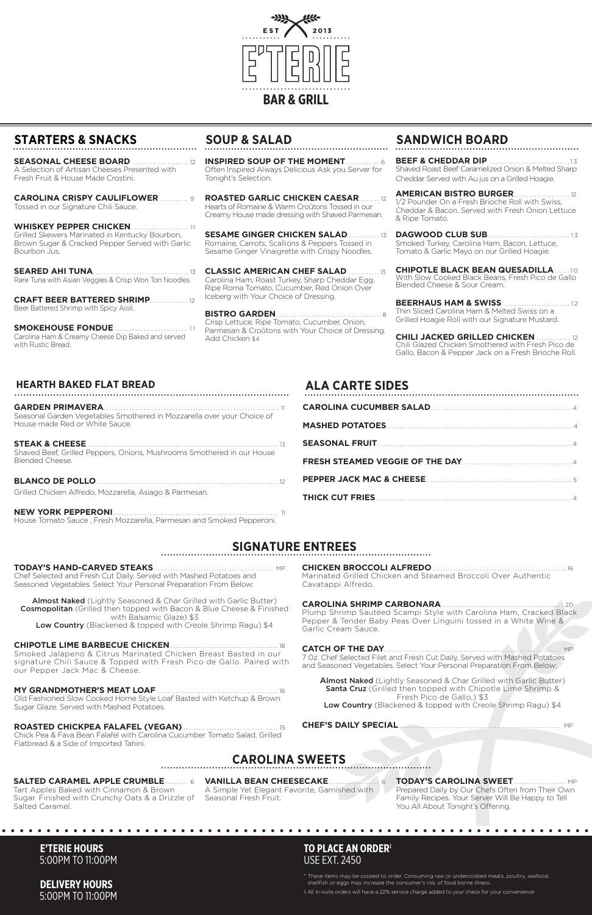EST 2013

# E'TERIE

## BAR & GRILL

## STARTERS & SNACKS

**SEASONAL CHEESE BOARD** ... 12
A Selection of Artisan Cheeses Presented with Fresh Fruit & House Made Crostini.

**CAROLINA CRISPY CAULIFLOWER** ... 9
Tossed in our Signature Chili Sauce.

**WHISKEY PEPPER CHICKEN** ... 11
Grilled Skewers Marinated in Kentucky Bourbon, Brown Sugar & Cracked Pepper Served with Garlic Bourbon Jus.

**SEARED AHI TUNA** ... 13
Rare Tuna with Asian Veggies & Crisp Won Ton Noodles.

**CRAFT BEER BATTERED SHRIMP** ... 12
Beer Battered Shrimp with Spicy Aioli.

**SMOKEHOUSE FONDUE** ... 11
Carolina Ham & Creamy Cheese Dip Baked and served with Rustic Bread.

## SOUP & SALAD

**INSPIRED SOUP OF THE MOMENT** ... 6
Often Inspired Always Delicious Ask you Server for Tonight's Selection.

**ROASTED GARLIC CHICKEN CAESAR** ... 12
Hearts of Romaine & Warm Croûtons Tossed in our Creamy House made dressing with Shaved Parmesan.

**SESAME GINGER CHICKEN SALAD** ... 13
Romaine, Carrots, Scallions & Peppers Tossed in Sesame Ginger Vinaigrette with Crispy Noodles.

**CLASSIC AMERICAN CHEF SALAD** ... 13
Carolina Ham, Roast Turkey, Sharp Cheddar Egg, Ripe Roma Tomato, Cucumber, Red Onion Over Iceberg with Your Choice of Dressing.

**BISTRO GARDEN** ... 8
Crisp Lettuce, Ripe Tomato, Cucumber, Onion, Parmesan & Croûtons with Your Choice of Dressing. Add Chicken $4

## SANDWICH BOARD

**BEEF & CHEDDAR DIP** ... 13
Shaved Roast Beef Caramelized Onion & Melted Sharp Cheddar Served with Au jus on a Grilled Hoagie.

**AMERICAN BISTRO BURGER** ... 12
1/2 Pounder On a Fresh Brioche Roll with Swiss, Cheddar & Bacon. Served with Fresh Onion Lettuce & Ripe Tomato.

**DAGWOOD CLUB SUB** ... 13
Smoked Turkey, Carolina Ham, Bacon, Lettuce, Tomato & Garlic Mayo on our Grilled Hoagie.

**CHIPOTLE BLACK BEAN QUESADILLA** ... 10
With Slow Cooked Black Beans, Fresh Pico de Gallo Blended Cheese & Sour Cream.

**BEERHAUS HAM & SWISS** ... 12
Thin Sliced Carolina Ham & Melted Swiss on a Grilled Hoagie Roll with our Signature Mustard.

**CHILI JACKED GRILLED CHICKEN** ... 12
Chili Glazed Chicken Smothered with Fresh Pico de Gallo, Bacon & Pepper Jack on a Fresh Brioche Roll.

## HEARTH BAKED FLAT BREAD

**GARDEN PRIMAVERA** ... 11
Seasonal Garden Vegetables Smothered in Mozzarella over your Choice of House made Red or White Sauce.

**STEAK & CHEESE** ... 13
Shaved Beef, Grilled Peppers, Onions, Mushrooms Smothered in our House Blended Cheese.

**BLANCO DE POLLO** ... 12
Grilled Chicken Alfredo, Mozzarella, Asiago & Parmesan.

**NEW YORK PEPPERONI** ... 11
House Tomato Sauce , Fresh Mozzarella, Parmesan and Smoked Pepperoni.

## ALA CARTE SIDES

**CAROLINA CUCUMBER SALAD** ... 4

**MASHED POTATOES** ... 4

**SEASONAL FRUIT** ... 4

**FRESH STEAMED VEGGIE OF THE DAY** ... 4

**PEPPER JACK MAC & CHEESE** ... 5

**THICK CUT FRIES** ... 4

## SIGNATURE ENTREES

**TODAY'S HAND-CARVED STEAKS** ... MP
Chef Selected and Fresh Cut Daily, Served with Mashed Potatoes and Seasoned Vegetables. Select Your Personal Preparation From Below:

**Almost Naked** (Lightly Seasoned & Char Grilled with Garlic Butter)
**Cosmopolitan** (Grilled then topped with Bacon & Blue Cheese & Finished with Balsamic Glaze) $3
**Low Country** (Blackened & topped with Creole Shrimp Ragu) $4

**CHIPOTLE LIME BARBECUE CHICKEN** ... 18
Smoked Jalapeno & Citrus Marinated Chicken Breast Basted in our signature Chili Sauce & Topped with Fresh Pico de Gallo. Paired with our Pepper Jack Mac & Cheese.

**MY GRANDMOTHER'S MEAT LOAF** ... 16
Old Fashioned Slow Cooked Home Style Loaf Basted with Ketchup & Brown Sugar Glaze. Served with Mashed Potatoes.

**ROASTED CHICKPEA FALAFEL (VEGAN)** ... 15
Chick Pea & Fava Bean Falafel with Carolina Cucumber Tomato Salad, Grilled Flatbread & a Side of Imported Tahini.

**CHICKEN BROCCOLI ALFREDO** ... 16
Marinated Grilled Chicken and Steamed Broccoli Over Authentic Cavatappi Alfredo.

**CAROLINA SHRIMP CARBONARA** ... 20
Plump Shrimp Sautéed Scampi Style with Carolina Ham, Cracked Black Pepper & Tender Baby Peas Over Linguini tossed in a White Wine & Garlic Cream Sauce.

**CATCH OF THE DAY** ... MP
7 Oz. Chef Selected Filet and Fresh Cut Daily, Served with Mashed Potatoes and Seasoned Vegetables. Select Your Personal Preparation From Below:

**Almost Naked** (Lightly Seasoned & Char Grilled with Garlic Butter)
**Santa Cruz** (Grilled then topped with Chipotle Lime Shrimp & Fresh Pico de Gallo.) $3
**Low Country** (Blackened & topped with Creole Shrimp Ragu) $4

**CHEF'S DAILY SPECIAL** ... MP

## CAROLINA SWEETS

**SALTED CARAMEL APPLE CRUMBLE** ... 6
Tart Apples Baked with Cinnamon & Brown Sugar. Finished with Crunchy Oats & a Drizzle of Salted Caramel.

**VANILLA BEAN CHEESECAKE** ... 6
A Simple Yet Elegant Favorite, Garnished with Seasonal Fresh Fruit.

**TODAY'S CAROLINA SWEET** ... MP
Prepared Daily by Our Chefs Often from Their Own Family Recipes. Your Server Will Be Happy to Tell You All About Tonight's Offering.

**E'TERIE HOURS**
5:00PM TO 11:00PM

**DELIVERY HOURS**
5:00PM TO 11:00PM

**TO PLACE AN ORDER‡**
USE EXT. 2450

\* These items may be cooked to order. Consuming raw or undercooked meats, poultry, seafood, shellfish or eggs may increase the consumer's risk of food borne illness.

‡ All in-suite orders will have a 22% service charge added to your check for your convenience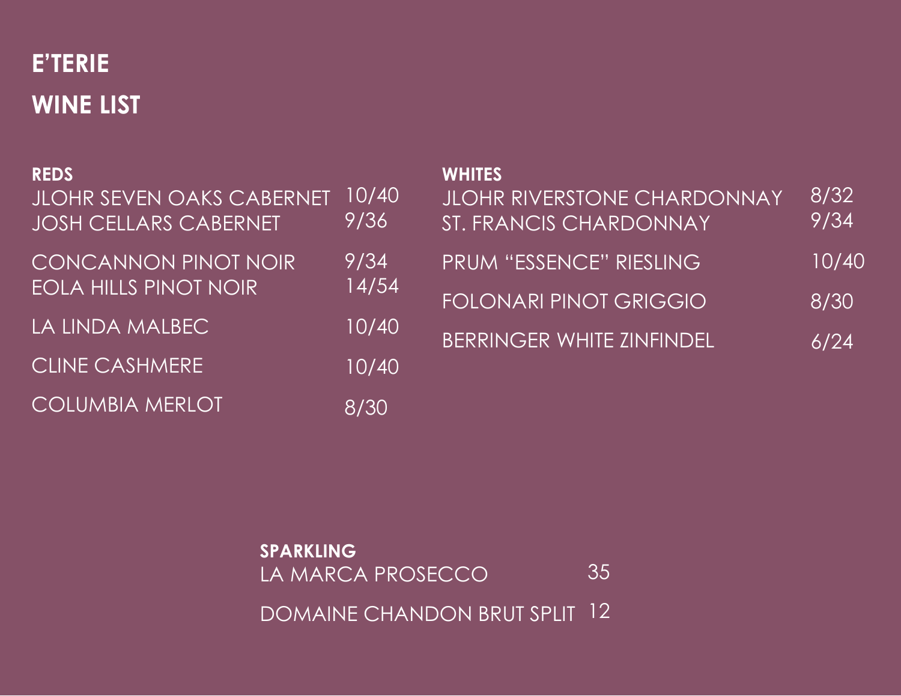# E'TERIE

## WINE LIST

### REDS

| | |
|---|---|
| JLOHR SEVEN OAKS CABERNET | 10/40 |
| JOSH CELLARS CABERNET | 9/36 |
| CONCANNON PINOT NOIR | 9/34 |
| EOLA HILLS PINOT NOIR | 14/54 |
| LA LINDA MALBEC | 10/40 |
| CLINE CASHMERE | 10/40 |
| COLUMBIA MERLOT | 8/30 |

### WHITES

| | |
|---|---|
| JLOHR RIVERSTONE CHARDONNAY | 8/32 |
| ST. FRANCIS CHARDONNAY | 9/34 |
| PRUM "ESSENCE" RIESLING | 10/40 |
| FOLONARI PINOT GRIGGIO | 8/30 |
| BERRINGER WHITE ZINFINDEL | 6/24 |

### SPARKLING

| | |
|---|---|
| LA MARCA PROSECCO | 35 |
| DOMAINE CHANDON BRUT SPLIT | 12 |